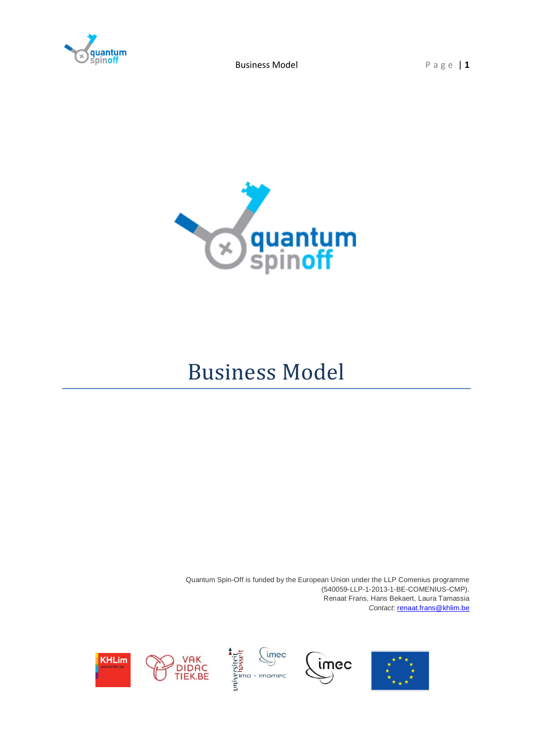# Business Model

Quantum Spin-Off is funded by the European Union under the LLP Comenius programme (540059-LLP-1-2013-1-BE-COMENIUS-CMP).
Renaat Frans, Hans Bekaert, Laura Tamassia
*Contact:* renaat.frans@khlim.be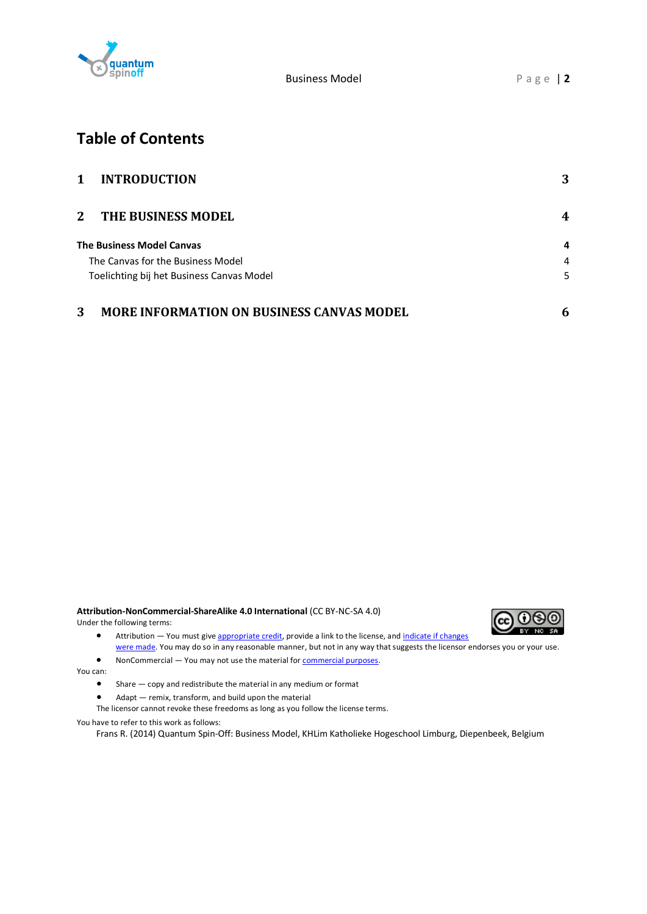# Table of Contents

| | |
|---|---|
| **1 INTRODUCTION** | **3** |
| **2 THE BUSINESS MODEL** | **4** |
| **The Business Model Canvas** | **4** |
| The Canvas for the Business Model | 4 |
| Toelichting bij het Business Canvas Model | 5 |
| **3 MORE INFORMATION ON BUSINESS CANVAS MODEL** | **6** |

**Attribution-NonCommercial-ShareAlike 4.0 International** (CC BY-NC-SA 4.0)

Under the following terms:

- Attribution — You must give appropriate credit, provide a link to the license, and indicate if changes were made. You may do so in any reasonable manner, but not in any way that suggests the licensor endorses you or your use.
- NonCommercial — You may not use the material for commercial purposes.

You can:

- Share — copy and redistribute the material in any medium or format
- Adapt — remix, transform, and build upon the material

The licensor cannot revoke these freedoms as long as you follow the license terms.

You have to refer to this work as follows:

Frans R. (2014) Quantum Spin-Off: Business Model, KHLim Katholieke Hogeschool Limburg, Diepenbeek, Belgium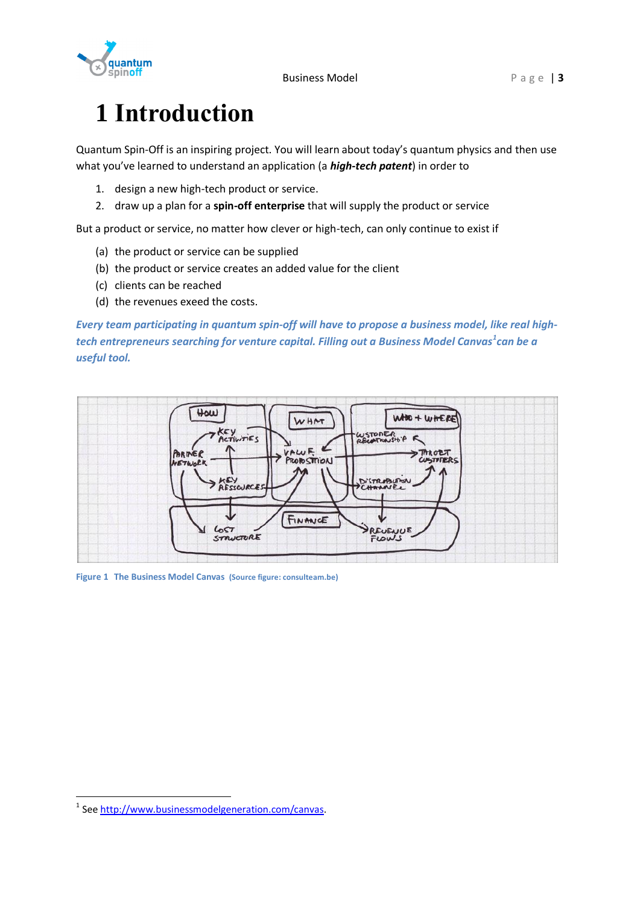# 1 Introduction

Quantum Spin-Off is an inspiring project. You will learn about today's quantum physics and then use what you've learned to understand an application (a ***high-tech patent***) in order to

1. design a new high-tech product or service.
2. draw up a plan for a **spin-off enterprise** that will supply the product or service

But a product or service, no matter how clever or high-tech, can only continue to exist if

(a) the product or service can be supplied
(b) the product or service creates an added value for the client
(c) clients can be reached
(d) the revenues exeed the costs.

***Every team participating in quantum spin-off will have to propose a business model, like real high-tech entrepreneurs searching for venture capital. Filling out a Business Model Canvas[1] can be a useful tool.***

**Figure 1 The Business Model Canvas** (Source figure: consulteam.be)

[1] See http://www.businessmodelgeneration.com/canvas.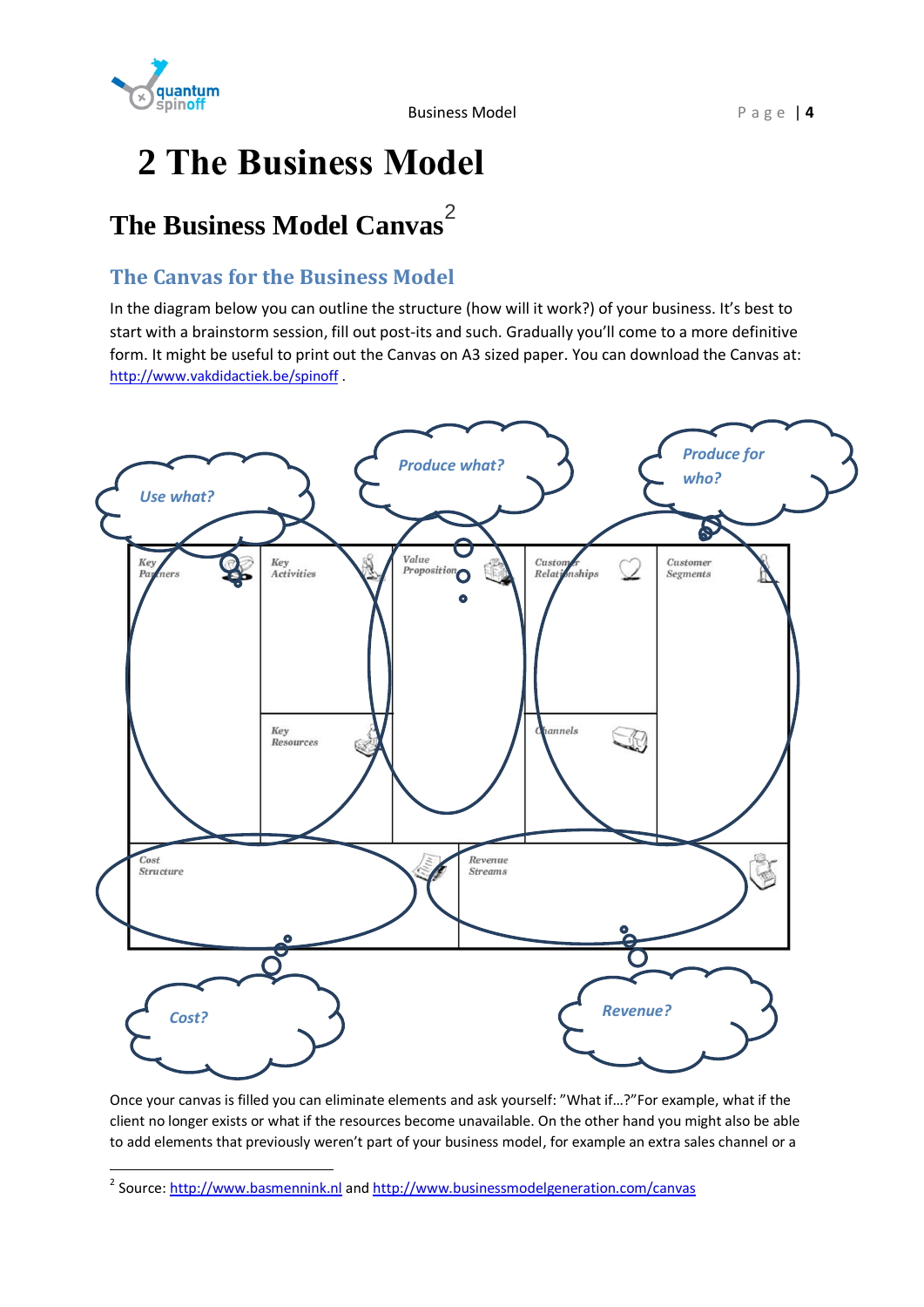# 2 The Business Model

## The Business Model Canvas[2]

### The Canvas for the Business Model

In the diagram below you can outline the structure (how will it work?) of your business. It's best to start with a brainstorm session, fill out post-its and such. Gradually you'll come to a more definitive form. It might be useful to print out the Canvas on A3 sized paper. You can download the Canvas at: http://www.vakdidactiek.be/spinoff .

Use what? | Produce what? | Produce for who?

| Key Partners | Key Activities | Value Proposition | Customer Relationships | Customer Segments |
|---|---|---|---|---|
| | Key Resources | | Channels | |
| Cost Structure | | | Revenue Streams | |

Cost? | Revenue?

Once your canvas is filled you can eliminate elements and ask yourself: "What if…?"For example, what if the client no longer exists or what if the resources become unavailable. On the other hand you might also be able to add elements that previously weren't part of your business model, for example an extra sales channel or a

[2] Source: http://www.basmennink.nl and http://www.businessmodelgeneration.com/canvas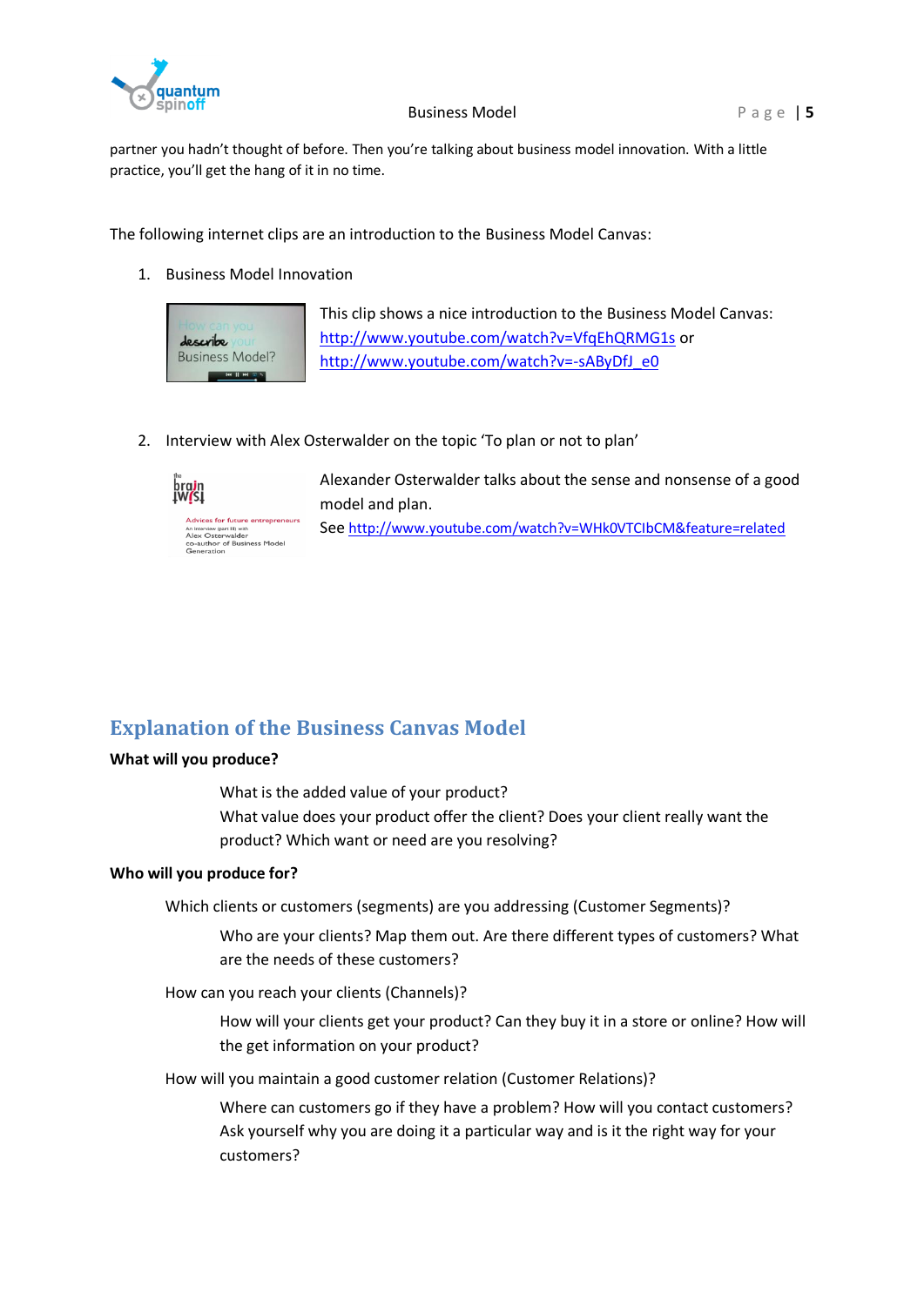partner you hadn't thought of before. Then you're talking about business model innovation. With a little practice, you'll get the hang of it in no time.

The following internet clips are an introduction to the Business Model Canvas:

1. Business Model Innovation

   This clip shows a nice introduction to the Business Model Canvas: http://www.youtube.com/watch?v=VfqEhQRMG1s or http://www.youtube.com/watch?v=-sAByDfJ_e0

2. Interview with Alex Osterwalder on the topic 'To plan or not to plan'

   Alexander Osterwalder talks about the sense and nonsense of a good model and plan.
   See http://www.youtube.com/watch?v=WHk0VTCIbCM&feature=related

## Explanation of the Business Canvas Model

**What will you produce?**

What is the added value of your product?
What value does your product offer the client? Does your client really want the product? Which want or need are you resolving?

**Who will you produce for?**

Which clients or customers (segments) are you addressing (Customer Segments)?

Who are your clients? Map them out. Are there different types of customers? What are the needs of these customers?

How can you reach your clients (Channels)?

How will your clients get your product? Can they buy it in a store or online? How will the get information on your product?

How will you maintain a good customer relation (Customer Relations)?

Where can customers go if they have a problem? How will you contact customers? Ask yourself why you are doing it a particular way and is it the right way for your customers?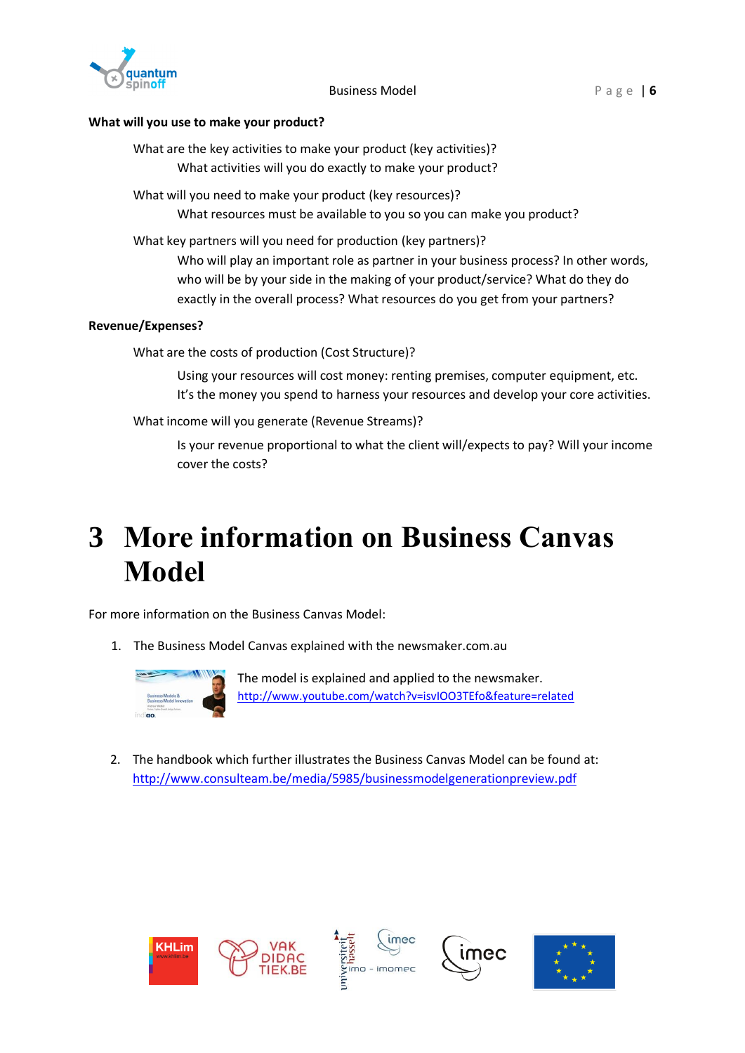**What will you use to make your product?**

What are the key activities to make your product (key activities)?

What activities will you do exactly to make your product?

What will you need to make your product (key resources)?

What resources must be available to you so you can make you product?

What key partners will you need for production (key partners)?

Who will play an important role as partner in your business process? In other words, who will be by your side in the making of your product/service? What do they do exactly in the overall process? What resources do you get from your partners?

**Revenue/Expenses?**

What are the costs of production (Cost Structure)?

Using your resources will cost money: renting premises, computer equipment, etc. It's the money you spend to harness your resources and develop your core activities.

What income will you generate (Revenue Streams)?

Is your revenue proportional to what the client will/expects to pay? Will your income cover the costs?

# 3 More information on Business Canvas Model

For more information on the Business Canvas Model:

1. The Business Model Canvas explained with the newsmaker.com.au

   The model is explained and applied to the newsmaker.
   http://www.youtube.com/watch?v=isvIOO3TEfo&feature=related

2. The handbook which further illustrates the Business Canvas Model can be found at:
   http://www.consulteam.be/media/5985/businessmodelgenerationpreview.pdf